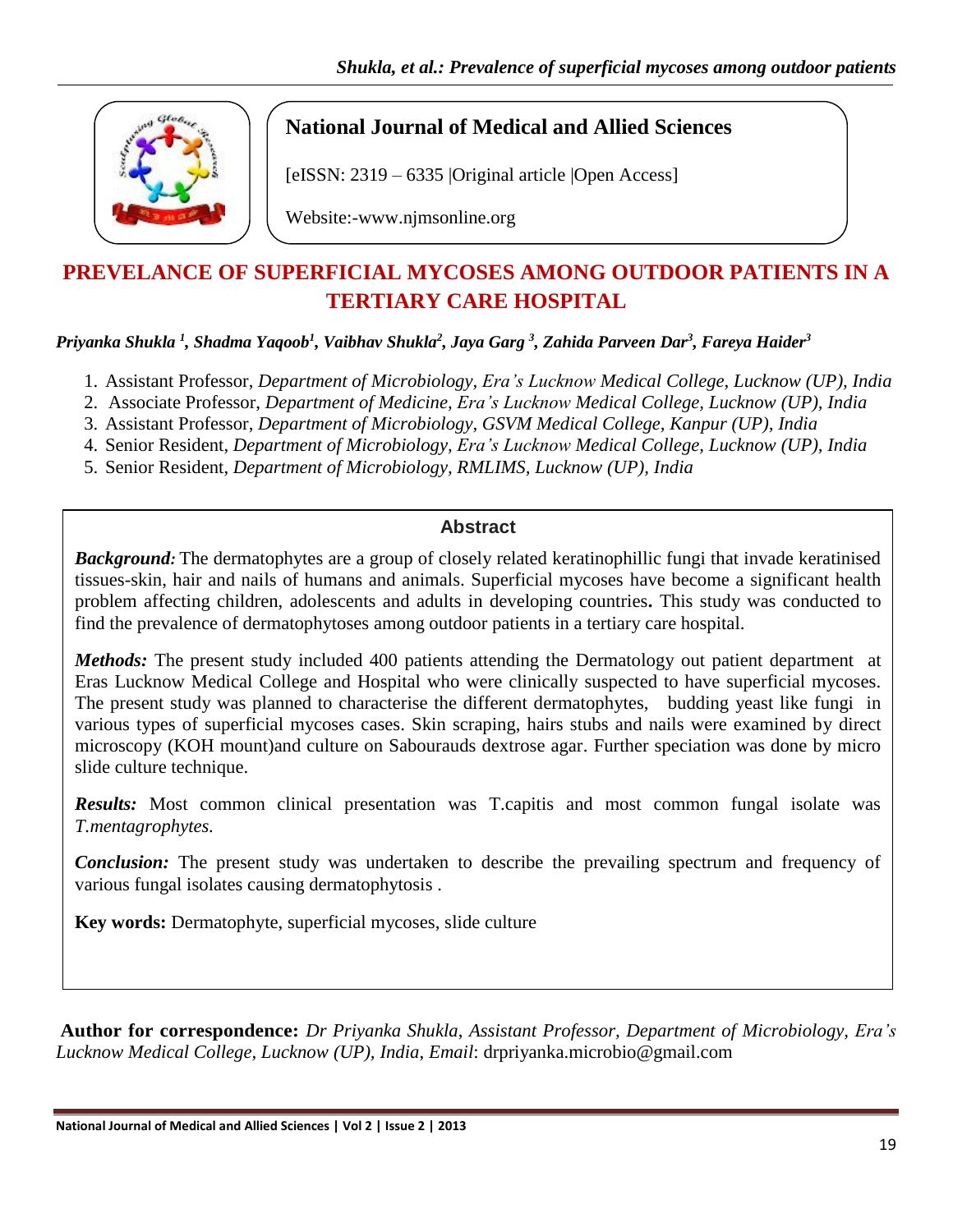**National Journal of Medical and Allied Sciences**

[eISSN: 2319 – 6335 |Original article |Open Access]

Website:-www.njmsonline.org

# PREVELANCE OF SUPERFICIAL MYCOSES AMONG OUTDOOR PATIENTS IN A TERTIARY CARE HOSPITAL

***Priyanka Shukla [1], Shadma Yaqoob[1], Vaibhav Shukla[2], Jaya Garg [3], Zahida Parveen Dar[3], Fareya Haider[3]***

1. Assistant Professor, *Department of Microbiology, Era's Lucknow Medical College, Lucknow (UP), India*
2. Associate Professor, *Department of Medicine, Era's Lucknow Medical College, Lucknow (UP), India*
3. Assistant Professor, *Department of Microbiology, GSVM Medical College, Kanpur (UP), India*
4. Senior Resident, *Department of Microbiology, Era's Lucknow Medical College, Lucknow (UP), India*
5. Senior Resident, *Department of Microbiology, RMLIMS, Lucknow (UP), India*

## Abstract

***Background:*** The dermatophytes are a group of closely related keratinophillic fungi that invade keratinised tissues-skin, hair and nails of humans and animals. Superficial mycoses have become a significant health problem affecting children, adolescents and adults in developing countries**.** This study was conducted to find the prevalence of dermatophytoses among outdoor patients in a tertiary care hospital.

***Methods:*** The present study included 400 patients attending the Dermatology out patient department at Eras Lucknow Medical College and Hospital who were clinically suspected to have superficial mycoses. The present study was planned to characterise the different dermatophytes, budding yeast like fungi in various types of superficial mycoses cases. Skin scraping, hairs stubs and nails were examined by direct microscopy (KOH mount)and culture on Sabourauds dextrose agar. Further speciation was done by micro slide culture technique.

***Results:*** Most common clinical presentation was T.capitis and most common fungal isolate was *T.mentagrophytes.*

***Conclusion:*** The present study was undertaken to describe the prevailing spectrum and frequency of various fungal isolates causing dermatophytosis .

**Key words:** Dermatophyte, superficial mycoses, slide culture

**Author for correspondence:** *Dr Priyanka Shukla, Assistant Professor, Department of Microbiology, Era's Lucknow Medical College, Lucknow (UP), India, Email*: drpriyanka.microbio@gmail.com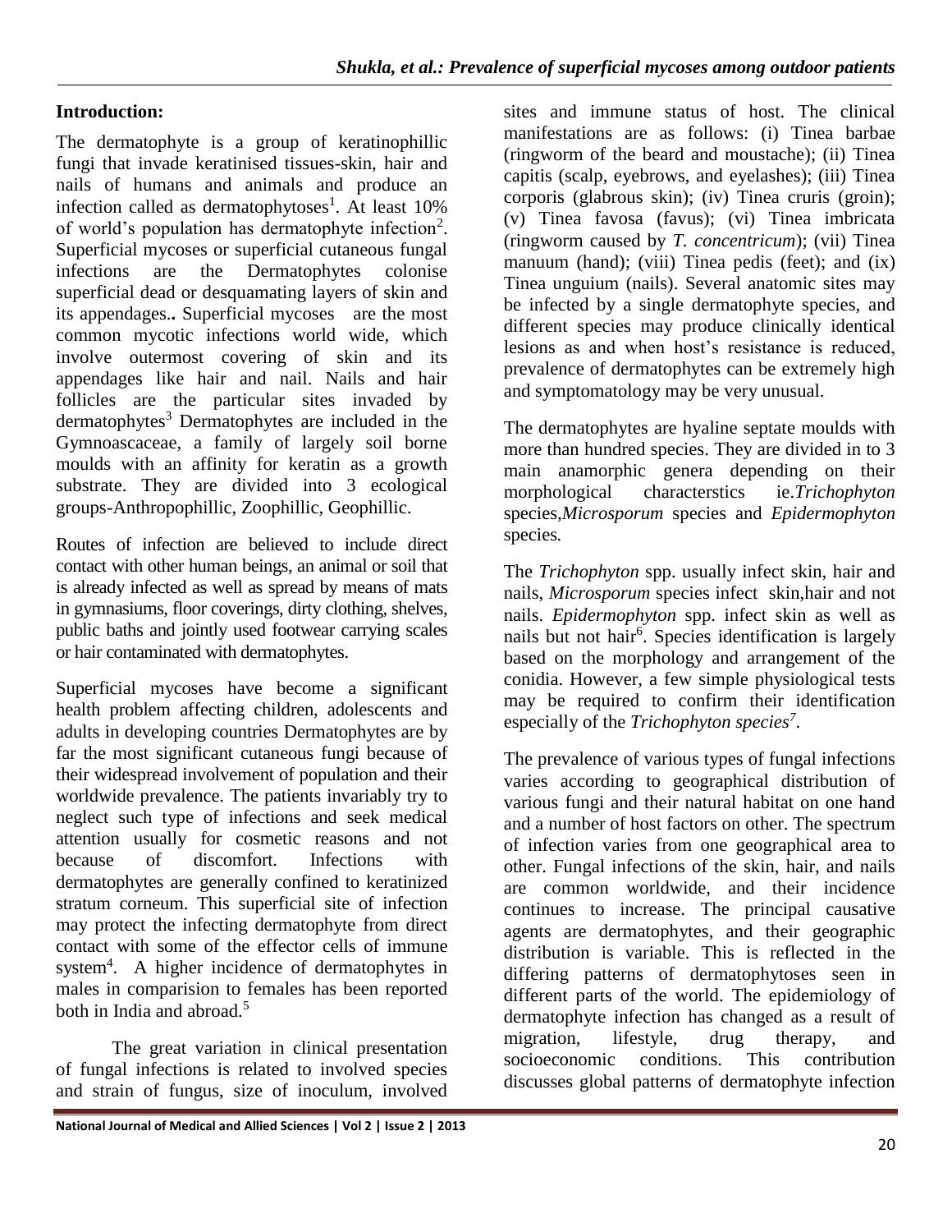## Introduction:

The dermatophyte is a group of keratinophillic fungi that invade keratinised tissues-skin, hair and nails of humans and animals and produce an infection called as dermatophytoses[1]. At least 10% of world's population has dermatophyte infection[2]. Superficial mycoses or superficial cutaneous fungal infections are the Dermatophytes colonise superficial dead or desquamating layers of skin and its appendages.. Superficial mycoses are the most common mycotic infections world wide, which involve outermost covering of skin and its appendages like hair and nail. Nails and hair follicles are the particular sites invaded by dermatophytes[3] Dermatophytes are included in the Gymnoascaceae, a family of largely soil borne moulds with an affinity for keratin as a growth substrate. They are divided into 3 ecological groups-Anthropophillic, Zoophillic, Geophillic.

Routes of infection are believed to include direct contact with other human beings, an animal or soil that is already infected as well as spread by means of mats in gymnasiums, floor coverings, dirty clothing, shelves, public baths and jointly used footwear carrying scales or hair contaminated with dermatophytes.

Superficial mycoses have become a significant health problem affecting children, adolescents and adults in developing countries Dermatophytes are by far the most significant cutaneous fungi because of their widespread involvement of population and their worldwide prevalence. The patients invariably try to neglect such type of infections and seek medical attention usually for cosmetic reasons and not because of discomfort. Infections with dermatophytes are generally confined to keratinized stratum corneum. This superficial site of infection may protect the infecting dermatophyte from direct contact with some of the effector cells of immune system[4]. A higher incidence of dermatophytes in males in comparision to females has been reported both in India and abroad.[5]

The great variation in clinical presentation of fungal infections is related to involved species and strain of fungus, size of inoculum, involved sites and immune status of host. The clinical manifestations are as follows: (i) Tinea barbae (ringworm of the beard and moustache); (ii) Tinea capitis (scalp, eyebrows, and eyelashes); (iii) Tinea corporis (glabrous skin); (iv) Tinea cruris (groin); (v) Tinea favosa (favus); (vi) Tinea imbricata (ringworm caused by *T. concentricum*); (vii) Tinea manuum (hand); (viii) Tinea pedis (feet); and (ix) Tinea unguium (nails). Several anatomic sites may be infected by a single dermatophyte species, and different species may produce clinically identical lesions as and when host's resistance is reduced, prevalence of dermatophytes can be extremely high and symptomatology may be very unusual.

The dermatophytes are hyaline septate moulds with more than hundred species. They are divided in to 3 main anamorphic genera depending on their morphological characterstics ie.*Trichophyton* species,*Microsporum* species and *Epidermophyton* species.

The *Trichophyton* spp. usually infect skin, hair and nails, *Microsporum* species infect skin,hair and not nails. *Epidermophyton* spp. infect skin as well as nails but not hair[6]. Species identification is largely based on the morphology and arrangement of the conidia. However, a few simple physiological tests may be required to confirm their identification especially of the *Trichophyton species*[7].

The prevalence of various types of fungal infections varies according to geographical distribution of various fungi and their natural habitat on one hand and a number of host factors on other. The spectrum of infection varies from one geographical area to other. Fungal infections of the skin, hair, and nails are common worldwide, and their incidence continues to increase. The principal causative agents are dermatophytes, and their geographic distribution is variable. This is reflected in the differing patterns of dermatophytoses seen in different parts of the world. The epidemiology of dermatophyte infection has changed as a result of migration, lifestyle, drug therapy, and socioeconomic conditions. This contribution discusses global patterns of dermatophyte infection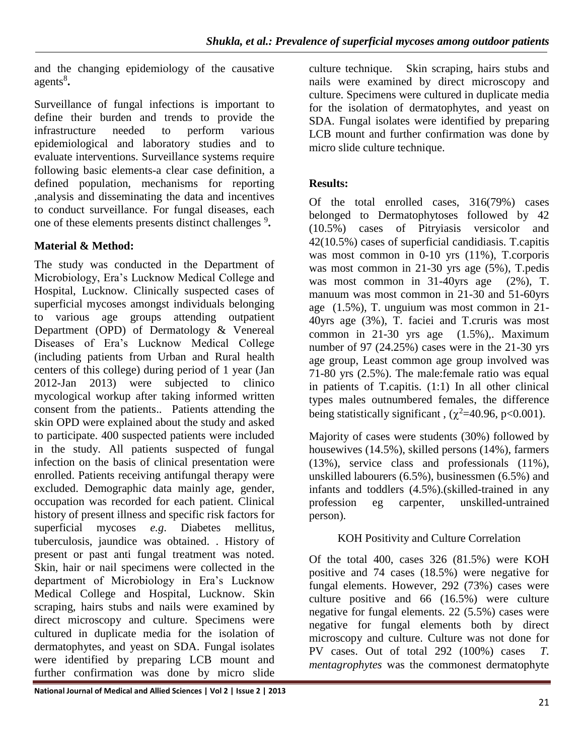and the changing epidemiology of the causative agents[8].

Surveillance of fungal infections is important to define their burden and trends to provide the infrastructure needed to perform various epidemiological and laboratory studies and to evaluate interventions. Surveillance systems require following basic elements-a clear case definition, a defined population, mechanisms for reporting ,analysis and disseminating the data and incentives to conduct surveillance. For fungal diseases, each one of these elements presents distinct challenges [9].

## Material & Method:

The study was conducted in the Department of Microbiology, Era's Lucknow Medical College and Hospital, Lucknow. Clinically suspected cases of superficial mycoses amongst individuals belonging to various age groups attending outpatient Department (OPD) of Dermatology & Venereal Diseases of Era's Lucknow Medical College (including patients from Urban and Rural health centers of this college) during period of 1 year (Jan 2012-Jan 2013) were subjected to clinico mycological workup after taking informed written consent from the patients.. Patients attending the skin OPD were explained about the study and asked to participate. 400 suspected patients were included in the study. All patients suspected of fungal infection on the basis of clinical presentation were enrolled. Patients receiving antifungal therapy were excluded. Demographic data mainly age, gender, occupation was recorded for each patient. Clinical history of present illness and specific risk factors for superficial mycoses *e.g.* Diabetes mellitus, tuberculosis, jaundice was obtained. . History of present or past anti fungal treatment was noted. Skin, hair or nail specimens were collected in the department of Microbiology in Era's Lucknow Medical College and Hospital, Lucknow. Skin scraping, hairs stubs and nails were examined by direct microscopy and culture. Specimens were cultured in duplicate media for the isolation of dermatophytes, and yeast on SDA. Fungal isolates were identified by preparing LCB mount and further confirmation was done by micro slide culture technique. Skin scraping, hairs stubs and nails were examined by direct microscopy and culture. Specimens were cultured in duplicate media for the isolation of dermatophytes, and yeast on SDA. Fungal isolates were identified by preparing LCB mount and further confirmation was done by micro slide culture technique.

## Results:

Of the total enrolled cases, 316(79%) cases belonged to Dermatophytoses followed by 42 (10.5%) cases of Pitryiasis versicolor and 42(10.5%) cases of superficial candidiasis. T.capitis was most common in 0-10 yrs (11%), T.corporis was most common in 21-30 yrs age (5%), T.pedis was most common in 31-40yrs age (2%), T. manuum was most common in 21-30 and 51-60yrs age (1.5%), T. unguium was most common in 21-40yrs age (3%), T. faciei and T.cruris was most common in 21-30 yrs age (1.5%),. Maximum number of 97 (24.25%) cases were in the 21-30 yrs age group, Least common age group involved was 71-80 yrs (2.5%). The male:female ratio was equal in patients of T.capitis. (1:1) In all other clinical types males outnumbered females, the difference being statistically significant , ($\chi^2$=40.96, $p<0.001$).

Majority of cases were students (30%) followed by housewives (14.5%), skilled persons (14%), farmers (13%), service class and professionals (11%), unskilled labourers (6.5%), businessmen (6.5%) and infants and toddlers (4.5%).(skilled-trained in any profession eg carpenter, unskilled-untrained person).

### KOH Positivity and Culture Correlation

Of the total 400, cases 326 (81.5%) were KOH positive and 74 cases (18.5%) were negative for fungal elements. However, 292 (73%) cases were culture positive and 66 (16.5%) were culture negative for fungal elements. 22 (5.5%) cases were negative for fungal elements both by direct microscopy and culture. Culture was not done for PV cases. Out of total 292 (100%) cases *T. mentagrophytes* was the commonest dermatophyte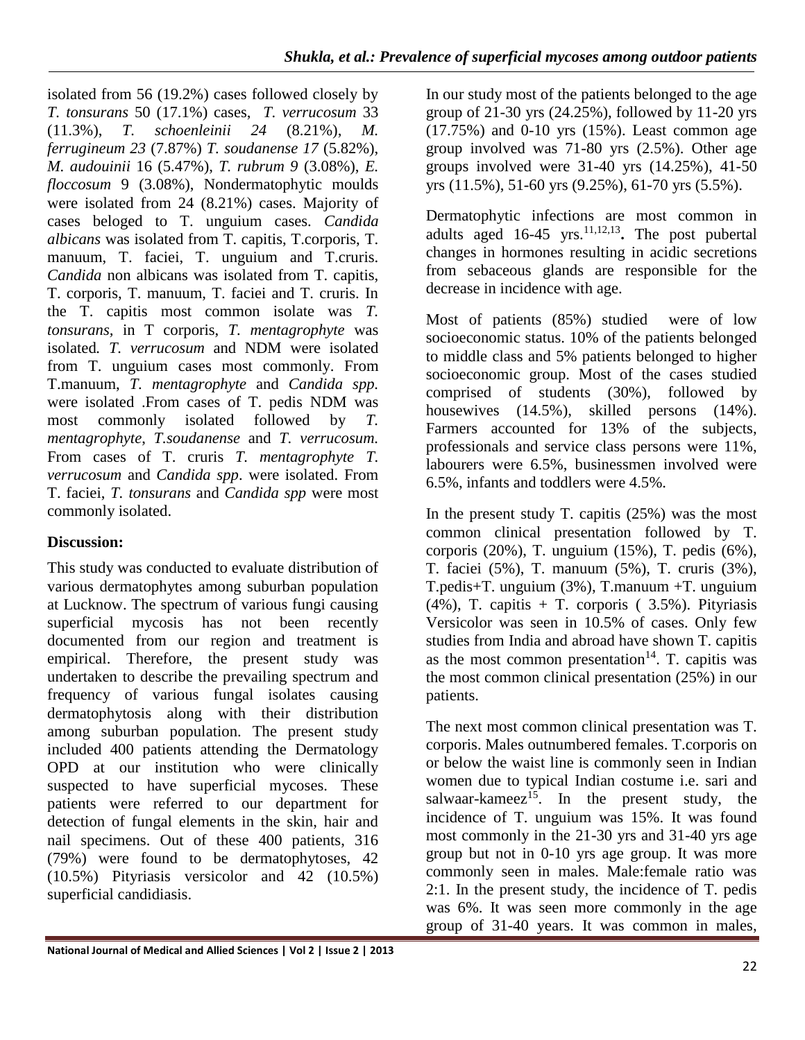isolated from 56 (19.2%) cases followed closely by *T. tonsurans* 50 (17.1%) cases, *T. verrucosum* 33 (11.3%), *T. schoenleinii 24* (8.21%), *M. ferrugineum 23* (7.87%) *T. soudanense 17* (5.82%), *M. audouinii* 16 (5.47%), *T. rubrum 9* (3.08%), *E. floccosum* 9 (3.08%), Nondermatophytic moulds were isolated from 24 (8.21%) cases. Majority of cases beloged to T. unguium cases. *Candida albicans* was isolated from T. capitis, T.corporis, T. manuum, T. faciei, T. unguium and T.cruris. *Candida* non albicans was isolated from T. capitis, T. corporis, T. manuum, T. faciei and T. cruris. In the T. capitis most common isolate was *T. tonsurans*, in T corporis, *T. mentagrophyte* was isolated*. T. verrucosum* and NDM were isolated from T. unguium cases most commonly. From T.manuum, *T. mentagrophyte* and *Candida spp.* were isolated .From cases of T. pedis NDM was most commonly isolated followed by *T. mentagrophyte*, *T.soudanense* and *T. verrucosum.* From cases of T. cruris *T. mentagrophyte T. verrucosum* and *Candida spp*. were isolated. From T. faciei, *T. tonsurans* and *Candida spp* were most commonly isolated.

**Discussion:**

This study was conducted to evaluate distribution of various dermatophytes among suburban population at Lucknow. The spectrum of various fungi causing superficial mycosis has not been recently documented from our region and treatment is empirical. Therefore, the present study was undertaken to describe the prevailing spectrum and frequency of various fungal isolates causing dermatophytosis along with their distribution among suburban population. The present study included 400 patients attending the Dermatology OPD at our institution who were clinically suspected to have superficial mycoses. These patients were referred to our department for detection of fungal elements in the skin, hair and nail specimens. Out of these 400 patients, 316 (79%) were found to be dermatophytoses, 42 (10.5%) Pityriasis versicolor and 42 (10.5%) superficial candidiasis.

In our study most of the patients belonged to the age group of 21-30 yrs (24.25%), followed by 11-20 yrs (17.75%) and 0-10 yrs (15%). Least common age group involved was 71-80 yrs (2.5%). Other age groups involved were 31-40 yrs (14.25%), 41-50 yrs (11.5%), 51-60 yrs (9.25%), 61-70 yrs (5.5%).

Dermatophytic infections are most common in adults aged 16-45 yrs.[11,12,13]**.** The post pubertal changes in hormones resulting in acidic secretions from sebaceous glands are responsible for the decrease in incidence with age.

Most of patients (85%) studied were of low socioeconomic status. 10% of the patients belonged to middle class and 5% patients belonged to higher socioeconomic group. Most of the cases studied comprised of students (30%), followed by housewives (14.5%), skilled persons (14%). Farmers accounted for 13% of the subjects, professionals and service class persons were 11%, labourers were 6.5%, businessmen involved were 6.5%, infants and toddlers were 4.5%.

In the present study T. capitis (25%) was the most common clinical presentation followed by T. corporis (20%), T. unguium (15%), T. pedis (6%), T. faciei (5%), T. manuum (5%), T. cruris (3%), T.pedis+T. unguium (3%), T.manuum +T. unguium (4%), T. capitis + T. corporis ( 3.5%). Pityriasis Versicolor was seen in 10.5% of cases. Only few studies from India and abroad have shown T. capitis as the most common presentation[14]. T. capitis was the most common clinical presentation (25%) in our patients.

The next most common clinical presentation was T. corporis. Males outnumbered females. T.corporis on or below the waist line is commonly seen in Indian women due to typical Indian costume i.e. sari and salwaar-kameez[15]. In the present study, the incidence of T. unguium was 15%. It was found most commonly in the 21-30 yrs and 31-40 yrs age group but not in 0-10 yrs age group. It was more commonly seen in males. Male:female ratio was 2:1. In the present study, the incidence of T. pedis was 6%. It was seen more commonly in the age group of 31-40 years. It was common in males,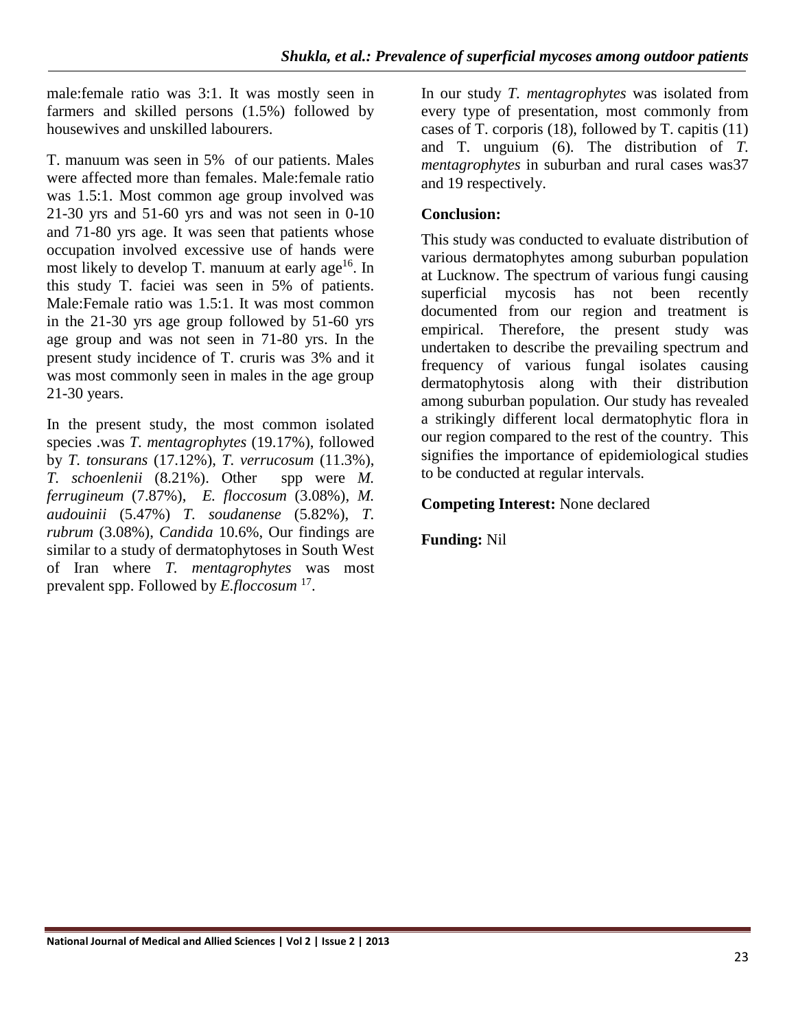male:female ratio was 3:1. It was mostly seen in farmers and skilled persons (1.5%) followed by housewives and unskilled labourers.

T. manuum was seen in 5% of our patients. Males were affected more than females. Male:female ratio was 1.5:1. Most common age group involved was 21-30 yrs and 51-60 yrs and was not seen in 0-10 and 71-80 yrs age. It was seen that patients whose occupation involved excessive use of hands were most likely to develop T. manuum at early age[16]. In this study T. faciei was seen in 5% of patients. Male:Female ratio was 1.5:1. It was most common in the 21-30 yrs age group followed by 51-60 yrs age group and was not seen in 71-80 yrs. In the present study incidence of T. cruris was 3% and it was most commonly seen in males in the age group 21-30 years.

In the present study, the most common isolated species .was *T. mentagrophytes* (19.17%), followed by *T. tonsurans* (17.12%), *T. verrucosum* (11.3%), *T. schoenlenii* (8.21%). Other spp were *M. ferrugineum* (7.87%), *E. floccosum* (3.08%), *M. audouinii* (5.47%) *T. soudanense* (5.82%), *T. rubrum* (3.08%), *Candida* 10.6%, Our findings are similar to a study of dermatophytoses in South West of Iran where *T. mentagrophytes* was most prevalent spp. Followed by *E.floccosum* [17].

In our study *T. mentagrophytes* was isolated from every type of presentation, most commonly from cases of T. corporis (18), followed by T. capitis (11) and T. unguium (6). The distribution of *T. mentagrophytes* in suburban and rural cases was37 and 19 respectively.

**Conclusion:**

This study was conducted to evaluate distribution of various dermatophytes among suburban population at Lucknow. The spectrum of various fungi causing superficial mycosis has not been recently documented from our region and treatment is empirical. Therefore, the present study was undertaken to describe the prevailing spectrum and frequency of various fungal isolates causing dermatophytosis along with their distribution among suburban population. Our study has revealed a strikingly different local dermatophytic flora in our region compared to the rest of the country. This signifies the importance of epidemiological studies to be conducted at regular intervals.

**Competing Interest:** None declared

**Funding:** Nil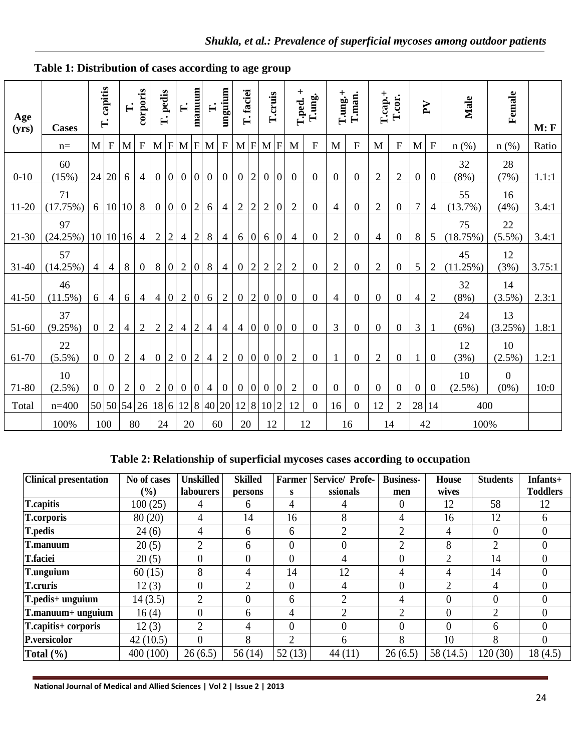**Table 1: Distribution of cases according to age group**

| Age (yrs) | Cases | T. capitis | | T. corporis | | T. pedis | | T. manuum | | T. unguium | | T. faciei | | T.cruis | | T.ped. + T.ung. | | T.ung.+ T.man. | | T.cap.+ T.cor. | | PV | | Male | Female | M: F |
|---|---|---|---|---|---|---|---|---|---|---|---|---|---|---|---|---|---|---|---|---|---|---|---|---|---|---|
| | n= | M | F | M | F | M | F | M | F | M | F | M | F | M | F | M | F | M | F | M | F | M | F | n (%) | n (%) | Ratio |
| 0-10 | 60 (15%) | 24 | 20 | 6 | 4 | 0 | 0 | 0 | 0 | 0 | 0 | 0 | 2 | 0 | 0 | 0 | 0 | 0 | 0 | 2 | 2 | 0 | 0 | 32 (8%) | 28 (7%) | 1.1:1 |
| 11-20 | 71 (17.75%) | 6 | 10 | 10 | 8 | 0 | 0 | 0 | 2 | 6 | 4 | 2 | 2 | 2 | 0 | 2 | 0 | 4 | 0 | 2 | 0 | 7 | 4 | 55 (13.7%) | 16 (4%) | 3.4:1 |
| 21-30 | 97 (24.25%) | 10 | 10 | 16 | 4 | 2 | 2 | 4 | 2 | 8 | 4 | 6 | 0 | 6 | 0 | 4 | 0 | 2 | 0 | 4 | 0 | 8 | 5 | 75 (18.75%) | 22 (5.5%) | 3.4:1 |
| 31-40 | 57 (14.25%) | 4 | 4 | 8 | 0 | 8 | 0 | 2 | 0 | 8 | 4 | 0 | 2 | 2 | 2 | 2 | 0 | 2 | 0 | 2 | 0 | 5 | 2 | 45 (11.25%) | 12 (3%) | 3.75:1 |
| 41-50 | 46 (11.5%) | 6 | 4 | 6 | 4 | 4 | 0 | 2 | 0 | 6 | 2 | 0 | 2 | 0 | 0 | 0 | 0 | 4 | 0 | 0 | 0 | 4 | 2 | 32 (8%) | 14 (3.5%) | 2.3:1 |
| 51-60 | 37 (9.25%) | 0 | 2 | 4 | 2 | 2 | 2 | 4 | 2 | 4 | 4 | 4 | 0 | 0 | 0 | 0 | 0 | 3 | 0 | 0 | 0 | 3 | 1 | 24 (6%) | 13 (3.25%) | 1.8:1 |
| 61-70 | 22 (5.5%) | 0 | 0 | 2 | 4 | 0 | 2 | 0 | 2 | 4 | 2 | 0 | 0 | 0 | 0 | 2 | 0 | 1 | 0 | 2 | 0 | 1 | 0 | 12 (3%) | 10 (2.5%) | 1.2:1 |
| 71-80 | 10 (2.5%) | 0 | 0 | 2 | 0 | 2 | 0 | 0 | 0 | 4 | 0 | 0 | 0 | 0 | 0 | 2 | 0 | 0 | 0 | 0 | 0 | 0 | 0 | 10 (2.5%) | 0 (0%) | 10:0 |
| Total | n=400 | 50 | 50 | 54 | 26 | 18 | 6 | 12 | 8 | 40 | 20 | 12 | 8 | 10 | 2 | 12 | 0 | 16 | 0 | 12 | 2 | 28 | 14 | 400 | | |
| | 100% | 100 | | 80 | | 24 | | 20 | | 60 | | 20 | | 12 | | 12 | | 16 | | 14 | | 42 | | 100% | | |

**Table 2: Relationship of superficial mycoses cases according to occupation**

| Clinical presentation | No of cases (%) | Unskilled labourers | Skilled persons | Farmers | Service/ Professionals | Business-men | House wives | Students | Infants+ Toddlers |
|---|---|---|---|---|---|---|---|---|---|
| T.capitis | 100 (25) | 4 | 6 | 4 | 4 | 0 | 12 | 58 | 12 |
| T.corporis | 80 (20) | 4 | 14 | 16 | 8 | 4 | 16 | 12 | 6 |
| T.pedis | 24 (6) | 4 | 6 | 6 | 2 | 2 | 4 | 0 | 0 |
| T.manuum | 20 (5) | 2 | 6 | 0 | 0 | 2 | 8 | 2 | 0 |
| T.faciei | 20 (5) | 0 | 0 | 0 | 4 | 0 | 2 | 14 | 0 |
| T.unguium | 60 (15) | 8 | 4 | 14 | 12 | 4 | 4 | 14 | 0 |
| T.cruris | 12 (3) | 0 | 2 | 0 | 4 | 0 | 2 | 4 | 0 |
| T.pedis+ unguium | 14 (3.5) | 2 | 0 | 6 | 2 | 4 | 0 | 0 | 0 |
| T.manuum+ unguium | 16 (4) | 0 | 6 | 4 | 2 | 2 | 0 | 2 | 0 |
| T.capitis+ corporis | 12 (3) | 2 | 4 | 0 | 0 | 0 | 0 | 6 | 0 |
| P.versicolor | 42 (10.5) | 0 | 8 | 2 | 6 | 8 | 10 | 8 | 0 |
| Total (%) | 400 (100) | 26 (6.5) | 56 (14) | 52 (13) | 44 (11) | 26 (6.5) | 58 (14.5) | 120 (30) | 18 (4.5) |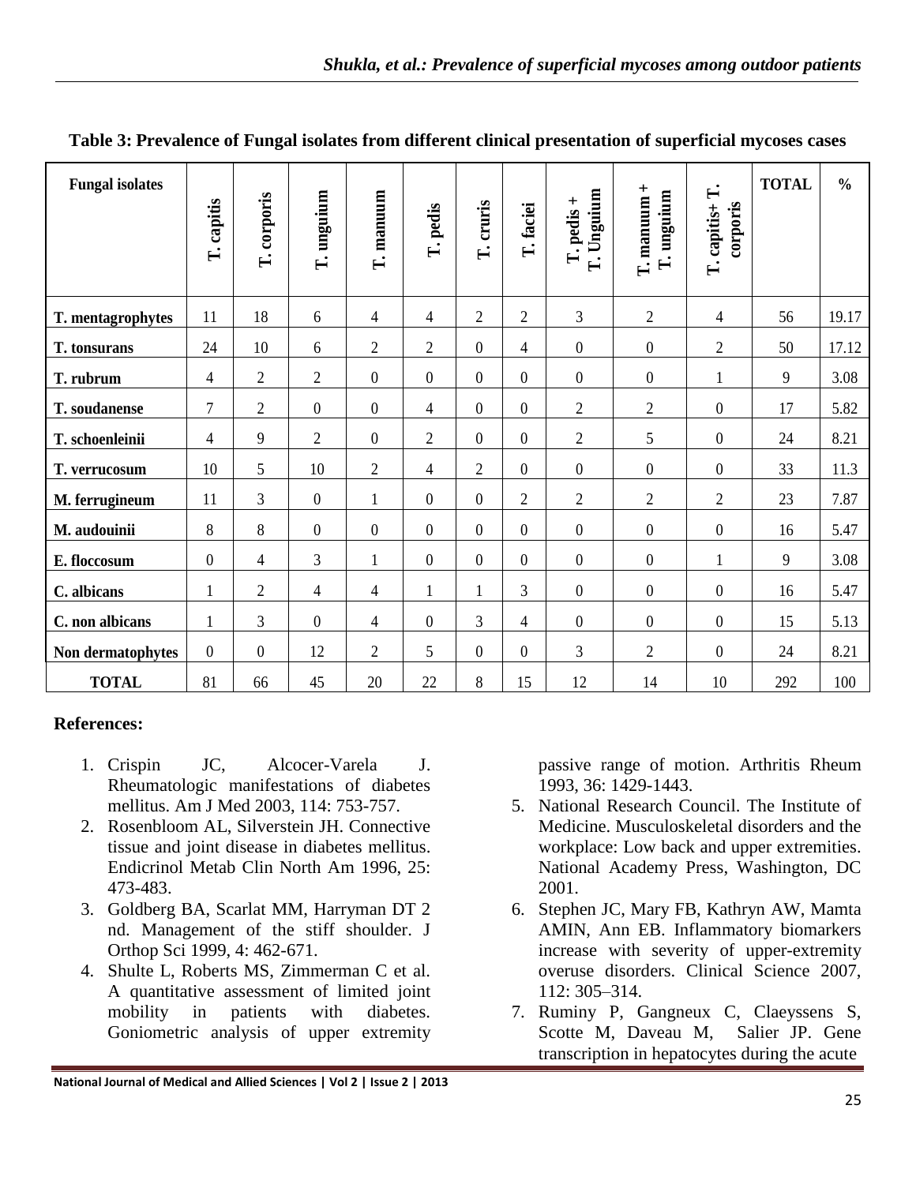**Table 3: Prevalence of Fungal isolates from different clinical presentation of superficial mycoses cases**

| Fungal isolates | T. capitis | T. corporis | T. unguium | T. manuum | T. pedis | T. cruris | T. faciei | T. pedis + T. Unguium | T. manuum + T. unguium | T. capitis+ T. corporis | TOTAL | % |
|---|---|---|---|---|---|---|---|---|---|---|---|---|
| T. mentagrophytes | 11 | 18 | 6 | 4 | 4 | 2 | 2 | 3 | 2 | 4 | 56 | 19.17 |
| T. tonsurans | 24 | 10 | 6 | 2 | 2 | 0 | 4 | 0 | 0 | 2 | 50 | 17.12 |
| T. rubrum | 4 | 2 | 2 | 0 | 0 | 0 | 0 | 0 | 0 | 1 | 9 | 3.08 |
| T. soudanense | 7 | 2 | 0 | 0 | 4 | 0 | 0 | 2 | 2 | 0 | 17 | 5.82 |
| T. schoenleinii | 4 | 9 | 2 | 0 | 2 | 0 | 0 | 2 | 5 | 0 | 24 | 8.21 |
| T. verrucosum | 10 | 5 | 10 | 2 | 4 | 2 | 0 | 0 | 0 | 0 | 33 | 11.3 |
| M. ferrugineum | 11 | 3 | 0 | 1 | 0 | 0 | 2 | 2 | 2 | 2 | 23 | 7.87 |
| M. audouinii | 8 | 8 | 0 | 0 | 0 | 0 | 0 | 0 | 0 | 0 | 16 | 5.47 |
| E. floccosum | 0 | 4 | 3 | 1 | 0 | 0 | 0 | 0 | 0 | 1 | 9 | 3.08 |
| C. albicans | 1 | 2 | 4 | 4 | 1 | 1 | 3 | 0 | 0 | 0 | 16 | 5.47 |
| C. non albicans | 1 | 3 | 0 | 4 | 0 | 3 | 4 | 0 | 0 | 0 | 15 | 5.13 |
| Non dermatophytes | 0 | 0 | 12 | 2 | 5 | 0 | 0 | 3 | 2 | 0 | 24 | 8.21 |
| TOTAL | 81 | 66 | 45 | 20 | 22 | 8 | 15 | 12 | 14 | 10 | 292 | 100 |

## References:

1. Crispin JC, Alcocer-Varela J. Rheumatologic manifestations of diabetes mellitus. Am J Med 2003, 114: 753-757.
2. Rosenbloom AL, Silverstein JH. Connective tissue and joint disease in diabetes mellitus. Endicrinol Metab Clin North Am 1996, 25: 473-483.
3. Goldberg BA, Scarlat MM, Harryman DT 2 nd. Management of the stiff shoulder. J Orthop Sci 1999, 4: 462-671.
4. Shulte L, Roberts MS, Zimmerman C et al. A quantitative assessment of limited joint mobility in patients with diabetes. Goniometric analysis of upper extremity passive range of motion. Arthritis Rheum 1993, 36: 1429-1443.
5. National Research Council. The Institute of Medicine. Musculoskeletal disorders and the workplace: Low back and upper extremities. National Academy Press, Washington, DC 2001.
6. Stephen JC, Mary FB, Kathryn AW, Mamta AMIN, Ann EB. Inflammatory biomarkers increase with severity of upper-extremity overuse disorders. Clinical Science 2007, 112: 305–314.
7. Ruminy P, Gangneux C, Claeyssens S, Scotte M, Daveau M, Salier JP. Gene transcription in hepatocytes during the acute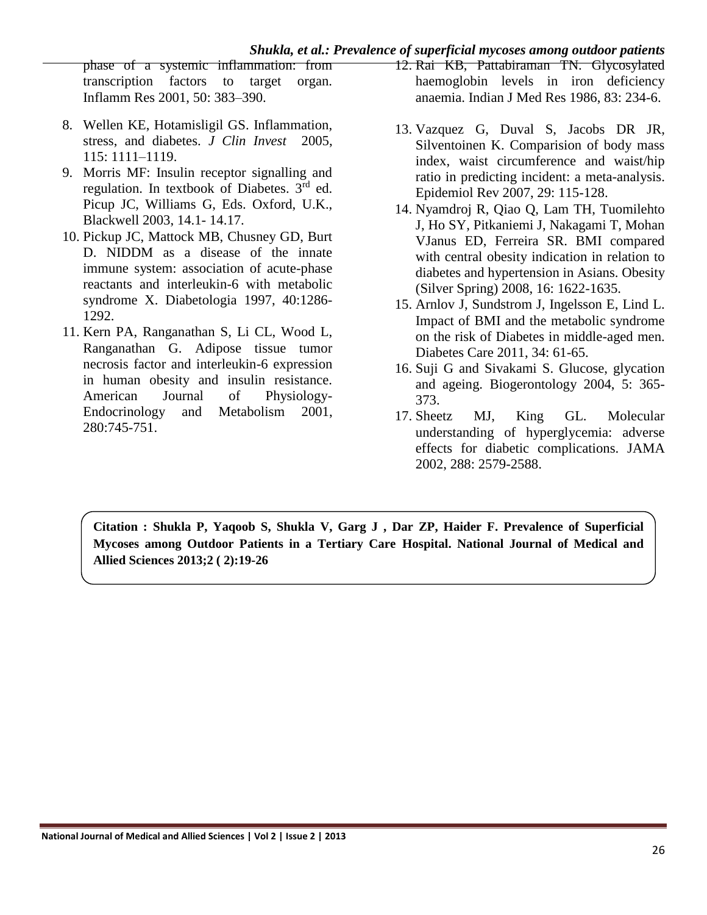phase of a systemic inflammation: from transcription factors to target organ. Inflamm Res 2001, 50: 383–390.

8. Wellen KE, Hotamisligil GS. Inflammation, stress, and diabetes. *J Clin Invest* 2005, 115: 1111–1119.
9. Morris MF: Insulin receptor signalling and regulation. In textbook of Diabetes. 3rd ed. Picup JC, Williams G, Eds. Oxford, U.K., Blackwell 2003, 14.1- 14.17.
10. Pickup JC, Mattock MB, Chusney GD, Burt D. NIDDM as a disease of the innate immune system: association of acute-phase reactants and interleukin-6 with metabolic syndrome X. Diabetologia 1997, 40:1286-1292.
11. Kern PA, Ranganathan S, Li CL, Wood L, Ranganathan G. Adipose tissue tumor necrosis factor and interleukin-6 expression in human obesity and insulin resistance. American Journal of Physiology-Endocrinology and Metabolism 2001, 280:745-751.
12. Rai KB, Pattabiraman TN. Glycosylated haemoglobin levels in iron deficiency anaemia. Indian J Med Res 1986, 83: 234-6.
13. Vazquez G, Duval S, Jacobs DR JR, Silventoinen K. Comparision of body mass index, waist circumference and waist/hip ratio in predicting incident: a meta-analysis. Epidemiol Rev 2007, 29: 115-128.
14. Nyamdroj R, Qiao Q, Lam TH, Tuomilehto J, Ho SY, Pitkaniemi J, Nakagami T, Mohan VJanus ED, Ferreira SR. BMI compared with central obesity indication in relation to diabetes and hypertension in Asians. Obesity (Silver Spring) 2008, 16: 1622-1635.
15. Arnlov J, Sundstrom J, Ingelsson E, Lind L. Impact of BMI and the metabolic syndrome on the risk of Diabetes in middle-aged men. Diabetes Care 2011, 34: 61-65.
16. Suji G and Sivakami S. Glucose, glycation and ageing. Biogerontology 2004, 5: 365-373.
17. Sheetz MJ, King GL. Molecular understanding of hyperglycemia: adverse effects for diabetic complications. JAMA 2002, 288: 2579-2588.

**Citation : Shukla P, Yaqoob S, Shukla V, Garg J , Dar ZP, Haider F. Prevalence of Superficial Mycoses among Outdoor Patients in a Tertiary Care Hospital. National Journal of Medical and Allied Sciences 2013;2 ( 2):19-26**